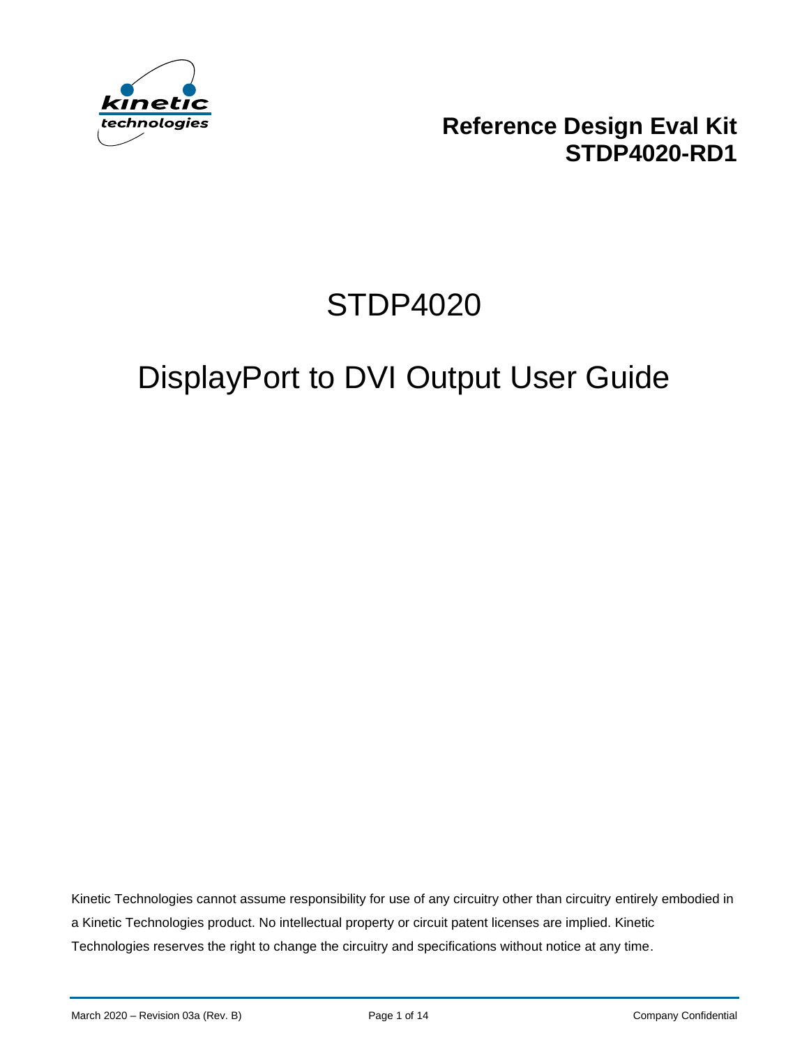**Reference Design Eval Kit**
**STDP4020-RD1**

# STDP4020

# DisplayPort to DVI Output User Guide

Kinetic Technologies cannot assume responsibility for use of any circuitry other than circuitry entirely embodied in a Kinetic Technologies product. No intellectual property or circuit patent licenses are implied. Kinetic Technologies reserves the right to change the circuitry and specifications without notice at any time.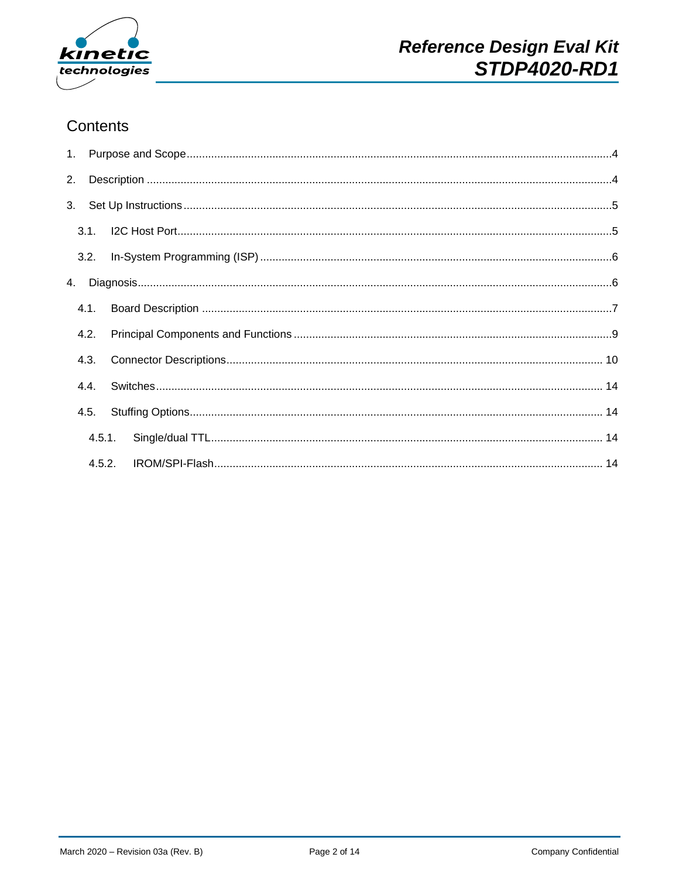# Contents

1. Purpose and Scope....................4
2. Description....................4
3. Set Up Instructions....................5
   - 3.1. I2C Host Port....................5
   - 3.2. In-System Programming (ISP)....................6
4. Diagnosis....................6
   - 4.1. Board Description....................7
   - 4.2. Principal Components and Functions....................9
   - 4.3. Connector Descriptions....................10
   - 4.4. Switches....................14
   - 4.5. Stuffing Options....................14
     - 4.5.1. Single/dual TTL....................14
     - 4.5.2. IROM/SPI-Flash....................14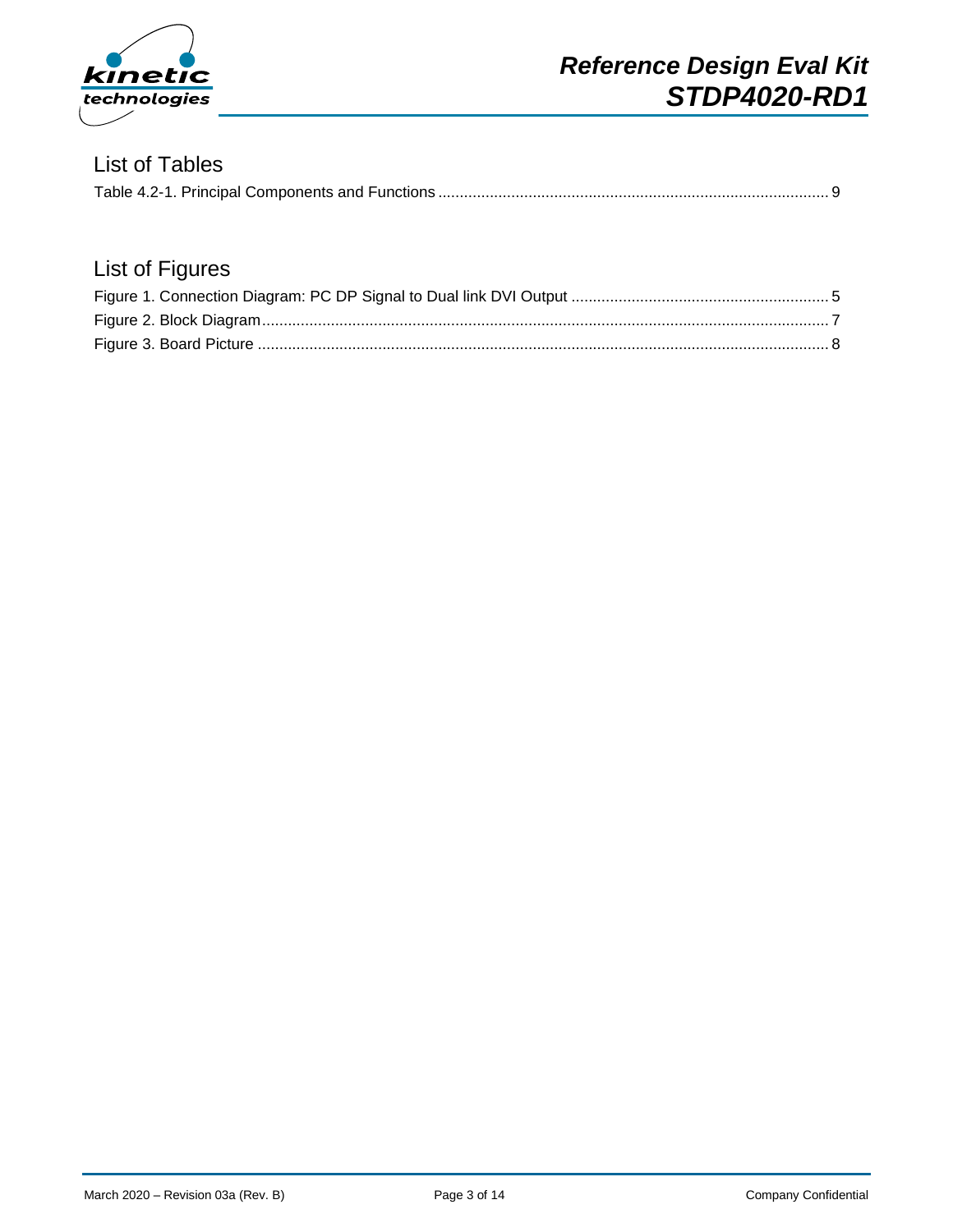## List of Tables

Table 4.2-1. Principal Components and Functions .......... 9

## List of Figures

Figure 1. Connection Diagram: PC DP Signal to Dual link DVI Output .......... 5
Figure 2. Block Diagram .......... 7
Figure 3. Board Picture .......... 8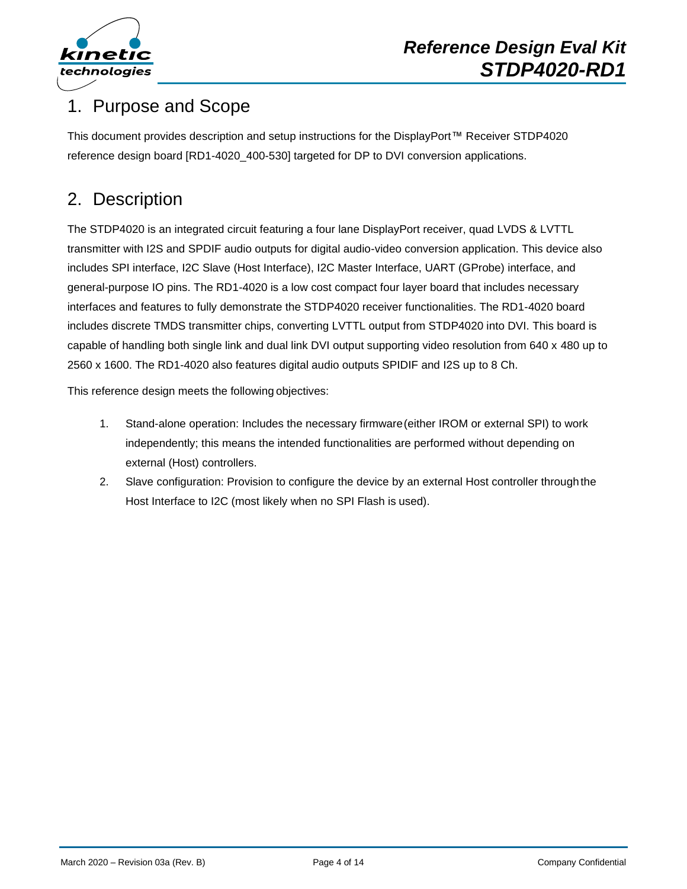# 1. Purpose and Scope

This document provides description and setup instructions for the DisplayPort™ Receiver STDP4020 reference design board [RD1-4020_400-530] targeted for DP to DVI conversion applications.

# 2. Description

The STDP4020 is an integrated circuit featuring a four lane DisplayPort receiver, quad LVDS & LVTTL transmitter with I2S and SPDIF audio outputs for digital audio-video conversion application. This device also includes SPI interface, I2C Slave (Host Interface), I2C Master Interface, UART (GProbe) interface, and general-purpose IO pins. The RD1-4020 is a low cost compact four layer board that includes necessary interfaces and features to fully demonstrate the STDP4020 receiver functionalities. The RD1-4020 board includes discrete TMDS transmitter chips, converting LVTTL output from STDP4020 into DVI. This board is capable of handling both single link and dual link DVI output supporting video resolution from 640 x 480 up to 2560 x 1600. The RD1-4020 also features digital audio outputs SPIDIF and I2S up to 8 Ch.

This reference design meets the following objectives:

1. Stand-alone operation: Includes the necessary firmware (either IROM or external SPI) to work independently; this means the intended functionalities are performed without depending on external (Host) controllers.
2. Slave configuration: Provision to configure the device by an external Host controller through the Host Interface to I2C (most likely when no SPI Flash is used).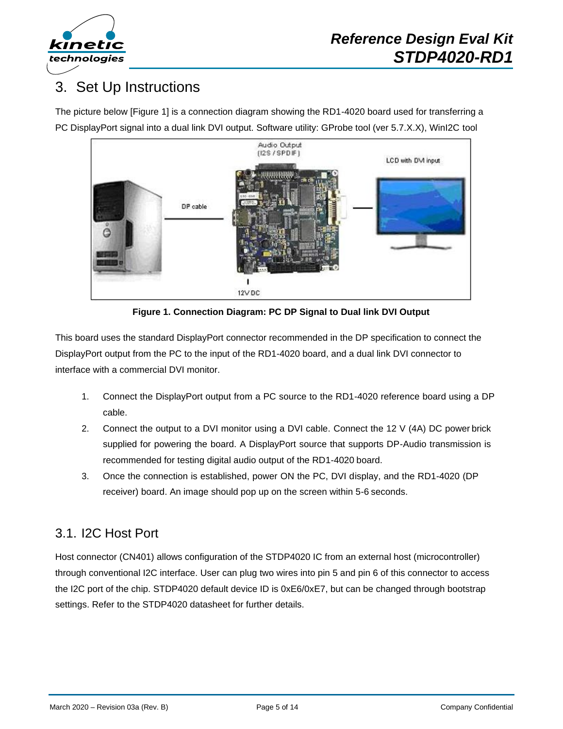# 3. Set Up Instructions

The picture below [Figure 1] is a connection diagram showing the RD1-4020 board used for transferring a PC DisplayPort signal into a dual link DVI output. Software utility: GProbe tool (ver 5.7.X.X), WinI2C tool

Audio Output
(I2S / SPDIF)

LCD with DVI input

DP cable

12V DC

**Figure 1. Connection Diagram: PC DP Signal to Dual link DVI Output**

This board uses the standard DisplayPort connector recommended in the DP specification to connect the DisplayPort output from the PC to the input of the RD1-4020 board, and a dual link DVI connector to interface with a commercial DVI monitor.

1. Connect the DisplayPort output from a PC source to the RD1-4020 reference board using a DP cable.
2. Connect the output to a DVI monitor using a DVI cable. Connect the 12 V (4A) DC power brick supplied for powering the board. A DisplayPort source that supports DP-Audio transmission is recommended for testing digital audio output of the RD1-4020 board.
3. Once the connection is established, power ON the PC, DVI display, and the RD1-4020 (DP receiver) board. An image should pop up on the screen within 5-6 seconds.

## 3.1. I2C Host Port

Host connector (CN401) allows configuration of the STDP4020 IC from an external host (microcontroller) through conventional I2C interface. User can plug two wires into pin 5 and pin 6 of this connector to access the I2C port of the chip. STDP4020 default device ID is 0xE6/0xE7, but can be changed through bootstrap settings. Refer to the STDP4020 datasheet for further details.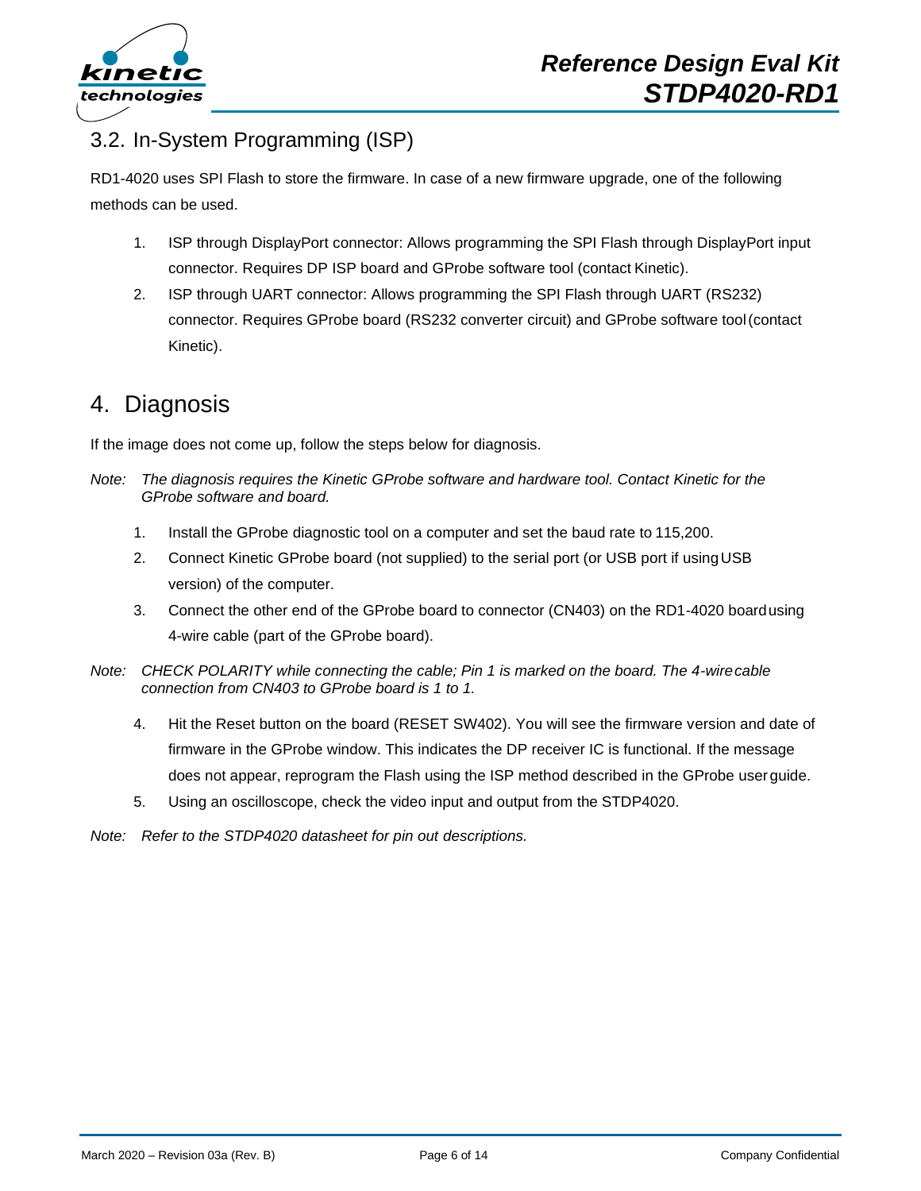## 3.2. In-System Programming (ISP)

RD1-4020 uses SPI Flash to store the firmware. In case of a new firmware upgrade, one of the following methods can be used.

1. ISP through DisplayPort connector: Allows programming the SPI Flash through DisplayPort input connector. Requires DP ISP board and GProbe software tool (contact Kinetic).
2. ISP through UART connector: Allows programming the SPI Flash through UART (RS232) connector. Requires GProbe board (RS232 converter circuit) and GProbe software tool (contact Kinetic).

# 4. Diagnosis

If the image does not come up, follow the steps below for diagnosis.

*Note: The diagnosis requires the Kinetic GProbe software and hardware tool. Contact Kinetic for the GProbe software and board.*

1. Install the GProbe diagnostic tool on a computer and set the baud rate to 115,200.
2. Connect Kinetic GProbe board (not supplied) to the serial port (or USB port if using USB version) of the computer.
3. Connect the other end of the GProbe board to connector (CN403) on the RD1-4020 board using 4-wire cable (part of the GProbe board).

*Note: CHECK POLARITY while connecting the cable; Pin 1 is marked on the board. The 4-wire cable connection from CN403 to GProbe board is 1 to 1.*

4. Hit the Reset button on the board (RESET SW402). You will see the firmware version and date of firmware in the GProbe window. This indicates the DP receiver IC is functional. If the message does not appear, reprogram the Flash using the ISP method described in the GProbe user guide.
5. Using an oscilloscope, check the video input and output from the STDP4020.

*Note: Refer to the STDP4020 datasheet for pin out descriptions.*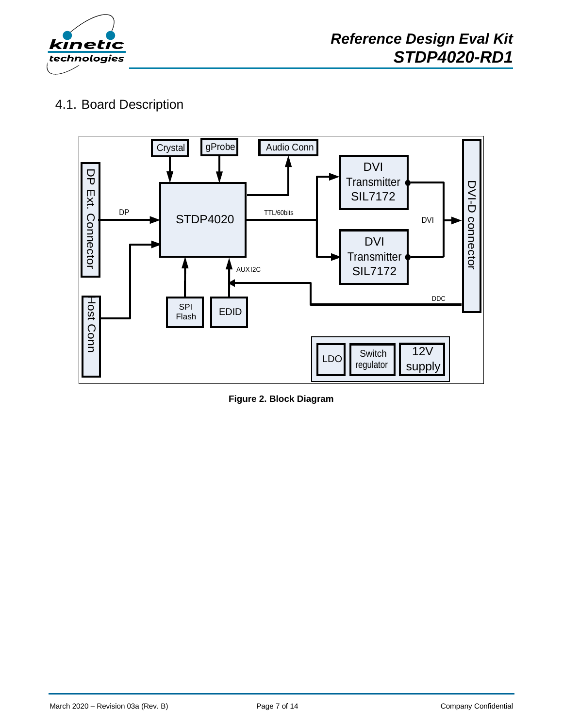## 4.1. Board Description

Crystal

gProbe

Audio Conn

DP Ext. Connector

DP

STDP4020

TTL/60bits

DVI Transmitter SIL7172

DVI Transmitter SIL7172

DVI

DVI-D connector

AUXI2C

DDC

Host Conn

SPI Flash

EDID

LDO

Switch regulator

12V supply

**Figure 2. Block Diagram**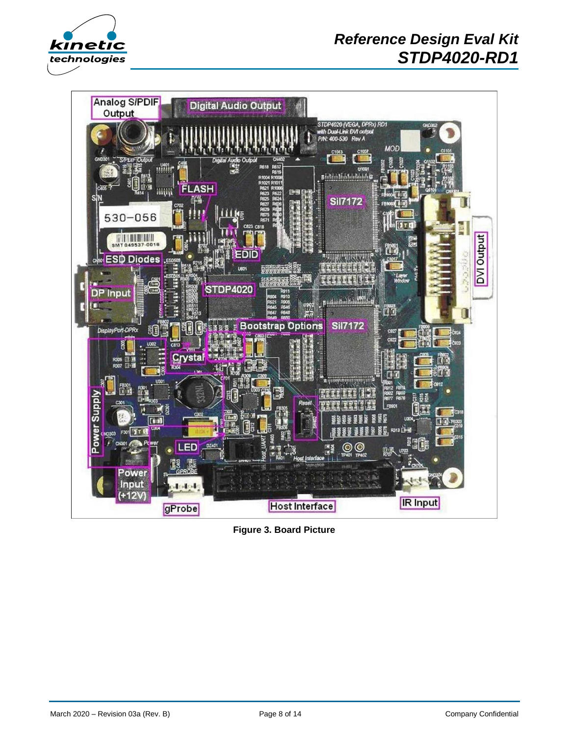**Figure 3. Board Picture**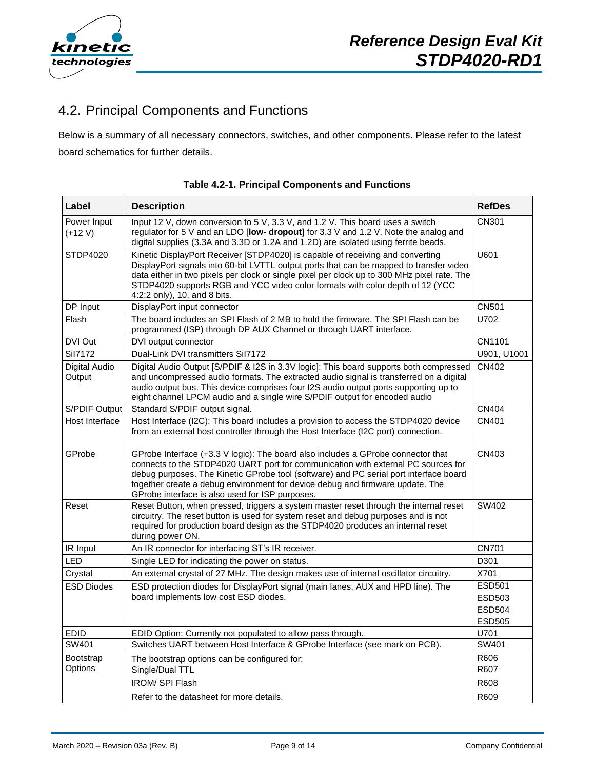## 4.2. Principal Components and Functions

Below is a summary of all necessary connectors, switches, and other components. Please refer to the latest board schematics for further details.

**Table 4.2-1. Principal Components and Functions**

| Label | Description | RefDes |
|---|---|---|
| Power Input (+12 V) | Input 12 V, down conversion to 5 V, 3.3 V, and 1.2 V. This board uses a switch regulator for 5 V and an LDO [**low- dropout]** for 3.3 V and 1.2 V. Note the analog and digital supplies (3.3A and 3.3D or 1.2A and 1.2D) are isolated using ferrite beads. | CN301 |
| STDP4020 | Kinetic DisplayPort Receiver [STDP4020] is capable of receiving and converting DisplayPort signals into 60-bit LVTTL output ports that can be mapped to transfer video data either in two pixels per clock or single pixel per clock up to 300 MHz pixel rate. The STDP4020 supports RGB and YCC video color formats with color depth of 12 (YCC 4:2:2 only), 10, and 8 bits. | U601 |
| DP Input | DisplayPort input connector | CN501 |
| Flash | The board includes an SPI Flash of 2 MB to hold the firmware. The SPI Flash can be programmed (ISP) through DP AUX Channel or through UART interface. | U702 |
| DVI Out | DVI output connector | CN1101 |
| SiI7172 | Dual-Link DVI transmitters SiI7172 | U901, U1001 |
| Digital Audio Output | Digital Audio Output [S/PDIF & I2S in 3.3V logic]: This board supports both compressed and uncompressed audio formats. The extracted audio signal is transferred on a digital audio output bus. This device comprises four I2S audio output ports supporting up to eight channel LPCM audio and a single wire S/PDIF output for encoded audio | CN402 |
| S/PDIF Output | Standard S/PDIF output signal. | CN404 |
| Host Interface | Host Interface (I2C): This board includes a provision to access the STDP4020 device from an external host controller through the Host Interface (I2C port) connection. | CN401 |
| GProbe | GProbe Interface (+3.3 V logic): The board also includes a GProbe connector that connects to the STDP4020 UART port for communication with external PC sources for debug purposes. The Kinetic GProbe tool (software) and PC serial port interface board together create a debug environment for device debug and firmware update. The GProbe interface is also used for ISP purposes. | CN403 |
| Reset | Reset Button, when pressed, triggers a system master reset through the internal reset circuitry. The reset button is used for system reset and debug purposes and is not required for production board design as the STDP4020 produces an internal reset during power ON. | SW402 |
| IR Input | An IR connector for interfacing ST's IR receiver. | CN701 |
| LED | Single LED for indicating the power on status. | D301 |
| Crystal | An external crystal of 27 MHz. The design makes use of internal oscillator circuitry. | X701 |
| ESD Diodes | ESD protection diodes for DisplayPort signal (main lanes, AUX and HPD line). The board implements low cost ESD diodes. | ESD501<br>ESD503<br>ESD504<br>ESD505 |
| EDID | EDID Option: Currently not populated to allow pass through. | U701 |
| SW401 | Switches UART between Host Interface & GProbe Interface (see mark on PCB). | SW401 |
| Bootstrap Options | The bootstrap options can be configured for:<br>Single/Dual TTL<br>IROM/ SPI Flash<br>Refer to the datasheet for more details. | R606<br>R607<br>R608<br>R609 |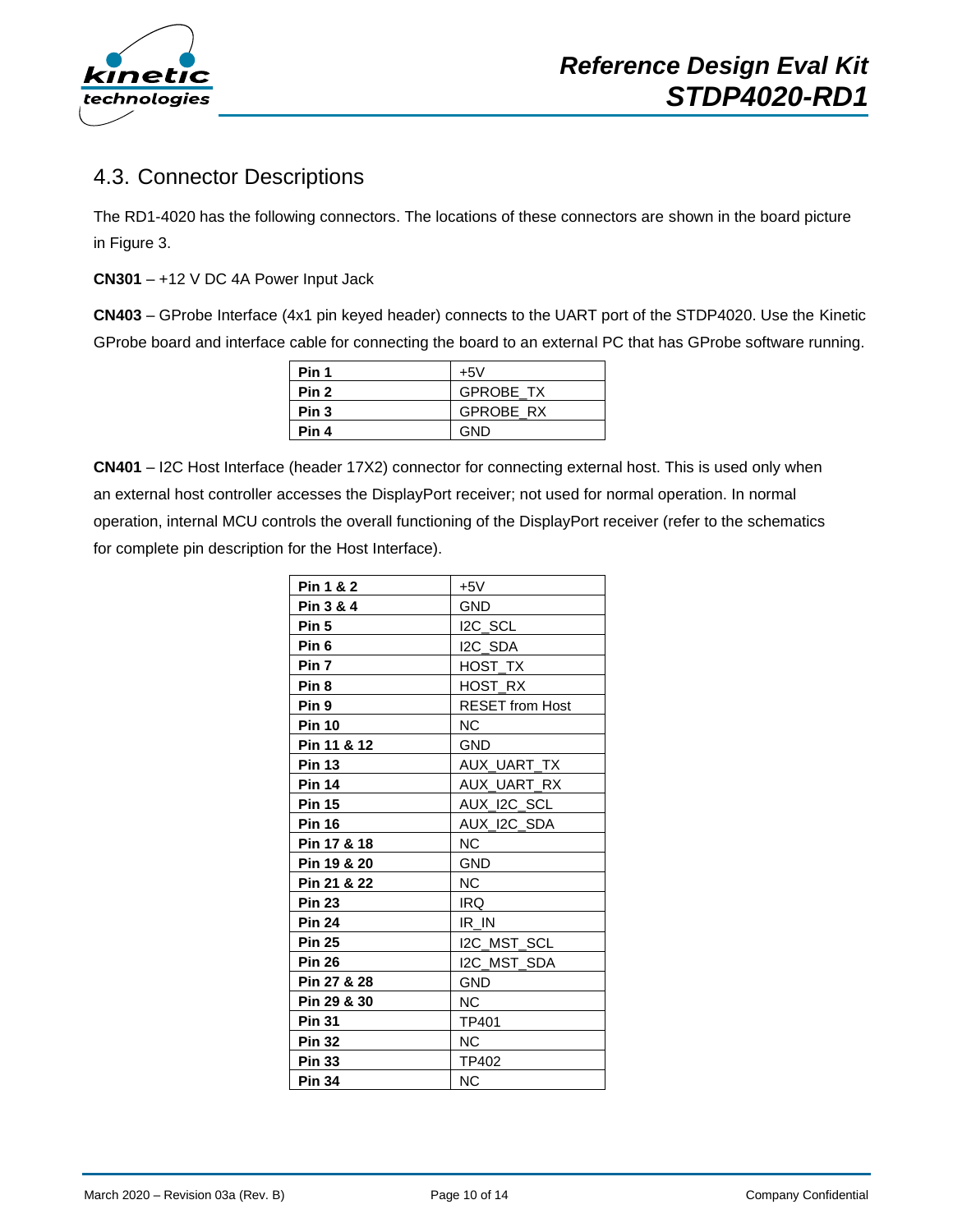## 4.3. Connector Descriptions

The RD1-4020 has the following connectors. The locations of these connectors are shown in the board picture in Figure 3.

**CN301** – +12 V DC 4A Power Input Jack

**CN403** – GProbe Interface (4x1 pin keyed header) connects to the UART port of the STDP4020. Use the Kinetic GProbe board and interface cable for connecting the board to an external PC that has GProbe software running.

| | |
|---|---|
| **Pin 1** | +5V |
| **Pin 2** | GPROBE_TX |
| **Pin 3** | GPROBE_RX |
| **Pin 4** | GND |

**CN401** – I2C Host Interface (header 17X2) connector for connecting external host. This is used only when an external host controller accesses the DisplayPort receiver; not used for normal operation. In normal operation, internal MCU controls the overall functioning of the DisplayPort receiver (refer to the schematics for complete pin description for the Host Interface).

| | |
|---|---|
| **Pin 1 & 2** | +5V |
| **Pin 3 & 4** | GND |
| **Pin 5** | I2C_SCL |
| **Pin 6** | I2C_SDA |
| **Pin 7** | HOST_TX |
| **Pin 8** | HOST_RX |
| **Pin 9** | RESET from Host |
| **Pin 10** | NC |
| **Pin 11 & 12** | GND |
| **Pin 13** | AUX_UART_TX |
| **Pin 14** | AUX_UART_RX |
| **Pin 15** | AUX_I2C_SCL |
| **Pin 16** | AUX_I2C_SDA |
| **Pin 17 & 18** | NC |
| **Pin 19 & 20** | GND |
| **Pin 21 & 22** | NC |
| **Pin 23** | IRQ |
| **Pin 24** | IR_IN |
| **Pin 25** | I2C_MST_SCL |
| **Pin 26** | I2C_MST_SDA |
| **Pin 27 & 28** | GND |
| **Pin 29 & 30** | NC |
| **Pin 31** | TP401 |
| **Pin 32** | NC |
| **Pin 33** | TP402 |
| **Pin 34** | NC |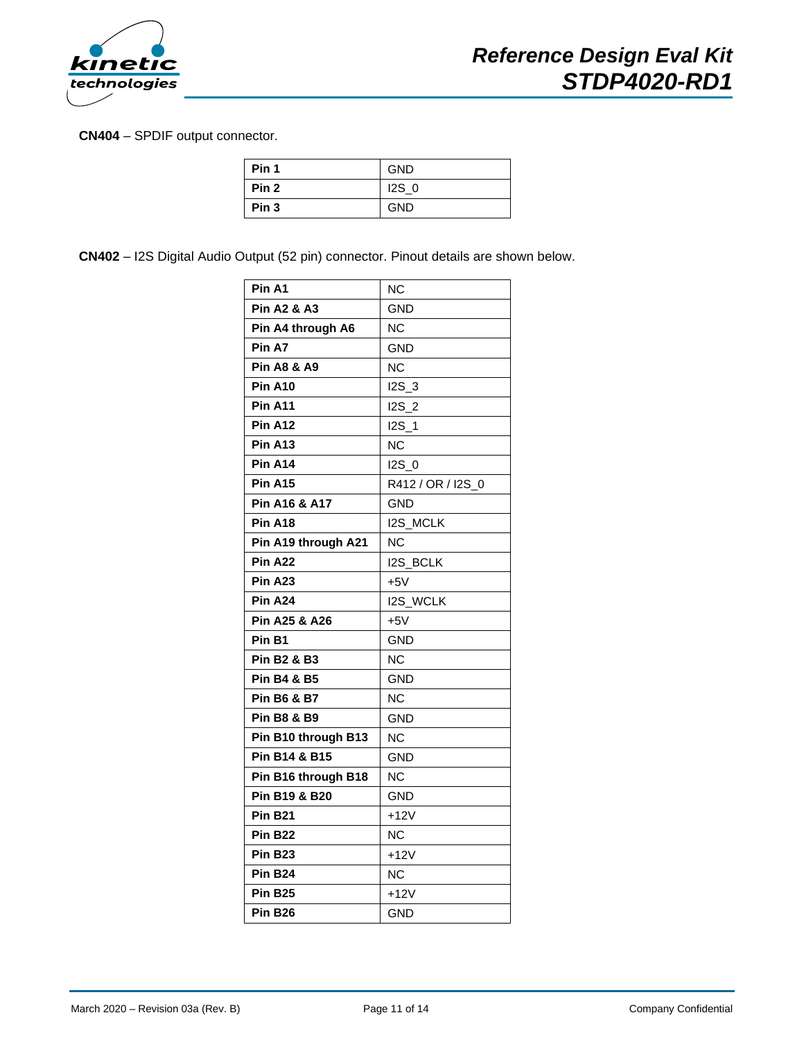**CN404** – SPDIF output connector.

| | |
|---|---|
| **Pin 1** | GND |
| **Pin 2** | I2S_0 |
| **Pin 3** | GND |

**CN402** – I2S Digital Audio Output (52 pin) connector. Pinout details are shown below.

| | |
|---|---|
| **Pin A1** | NC |
| **Pin A2 & A3** | GND |
| **Pin A4 through A6** | NC |
| **Pin A7** | GND |
| **Pin A8 & A9** | NC |
| **Pin A10** | I2S_3 |
| **Pin A11** | I2S_2 |
| **Pin A12** | I2S_1 |
| **Pin A13** | NC |
| **Pin A14** | I2S_0 |
| **Pin A15** | R412 / OR / I2S_0 |
| **Pin A16 & A17** | GND |
| **Pin A18** | I2S_MCLK |
| **Pin A19 through A21** | NC |
| **Pin A22** | I2S_BCLK |
| **Pin A23** | +5V |
| **Pin A24** | I2S_WCLK |
| **Pin A25 & A26** | +5V |
| **Pin B1** | GND |
| **Pin B2 & B3** | NC |
| **Pin B4 & B5** | GND |
| **Pin B6 & B7** | NC |
| **Pin B8 & B9** | GND |
| **Pin B10 through B13** | NC |
| **Pin B14 & B15** | GND |
| **Pin B16 through B18** | NC |
| **Pin B19 & B20** | GND |
| **Pin B21** | +12V |
| **Pin B22** | NC |
| **Pin B23** | +12V |
| **Pin B24** | NC |
| **Pin B25** | +12V |
| **Pin B26** | GND |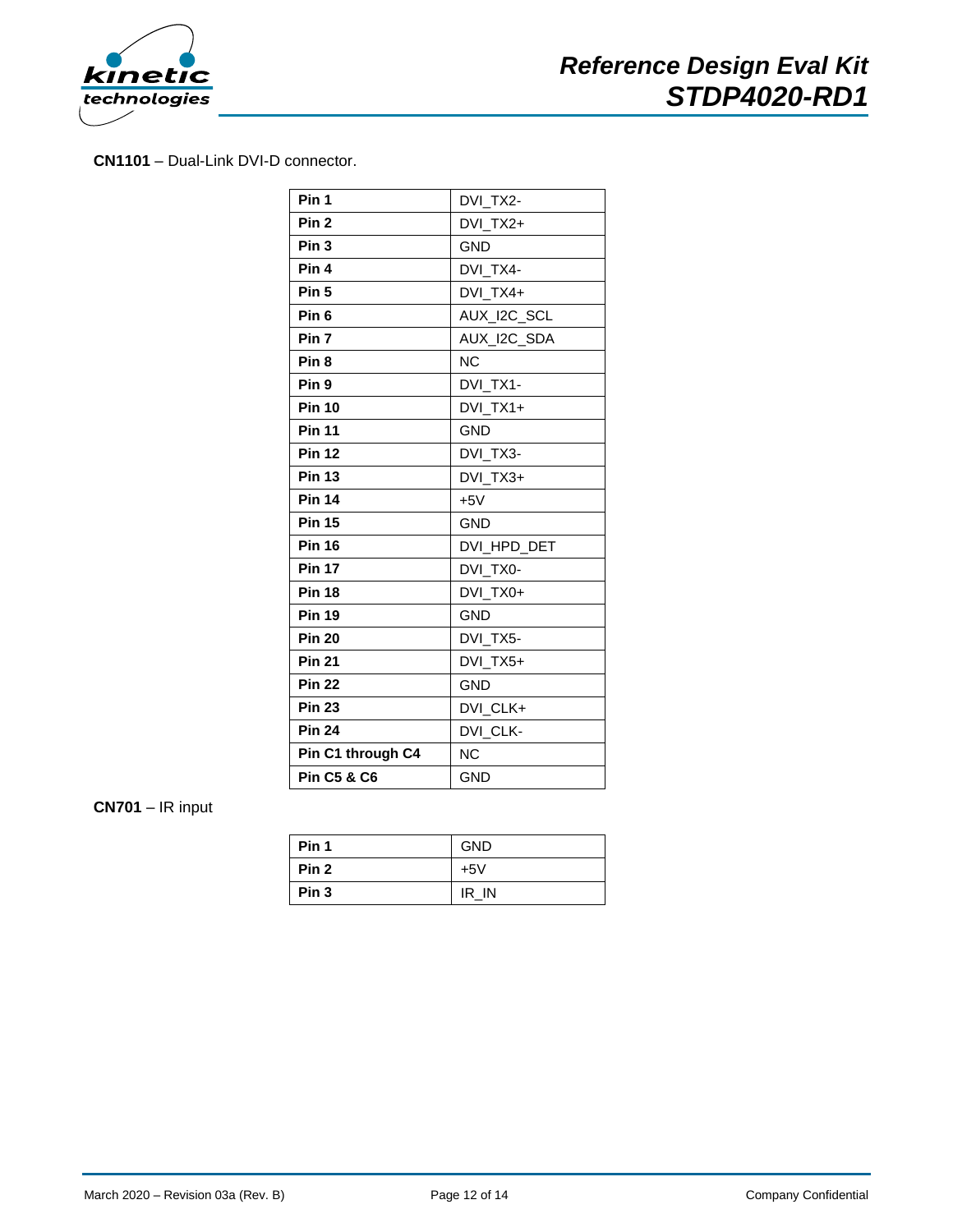**CN1101** – Dual-Link DVI-D connector.

| | |
|---|---|
| **Pin 1** | DVI_TX2- |
| **Pin 2** | DVI_TX2+ |
| **Pin 3** | GND |
| **Pin 4** | DVI_TX4- |
| **Pin 5** | DVI_TX4+ |
| **Pin 6** | AUX_I2C_SCL |
| **Pin 7** | AUX_I2C_SDA |
| **Pin 8** | NC |
| **Pin 9** | DVI_TX1- |
| **Pin 10** | DVI_TX1+ |
| **Pin 11** | GND |
| **Pin 12** | DVI_TX3- |
| **Pin 13** | DVI_TX3+ |
| **Pin 14** | +5V |
| **Pin 15** | GND |
| **Pin 16** | DVI_HPD_DET |
| **Pin 17** | DVI_TX0- |
| **Pin 18** | DVI_TX0+ |
| **Pin 19** | GND |
| **Pin 20** | DVI_TX5- |
| **Pin 21** | DVI_TX5+ |
| **Pin 22** | GND |
| **Pin 23** | DVI_CLK+ |
| **Pin 24** | DVI_CLK- |
| **Pin C1 through C4** | NC |
| **Pin C5 & C6** | GND |

**CN701** – IR input

| | |
|---|---|
| **Pin 1** | GND |
| **Pin 2** | +5V |
| **Pin 3** | IR_IN |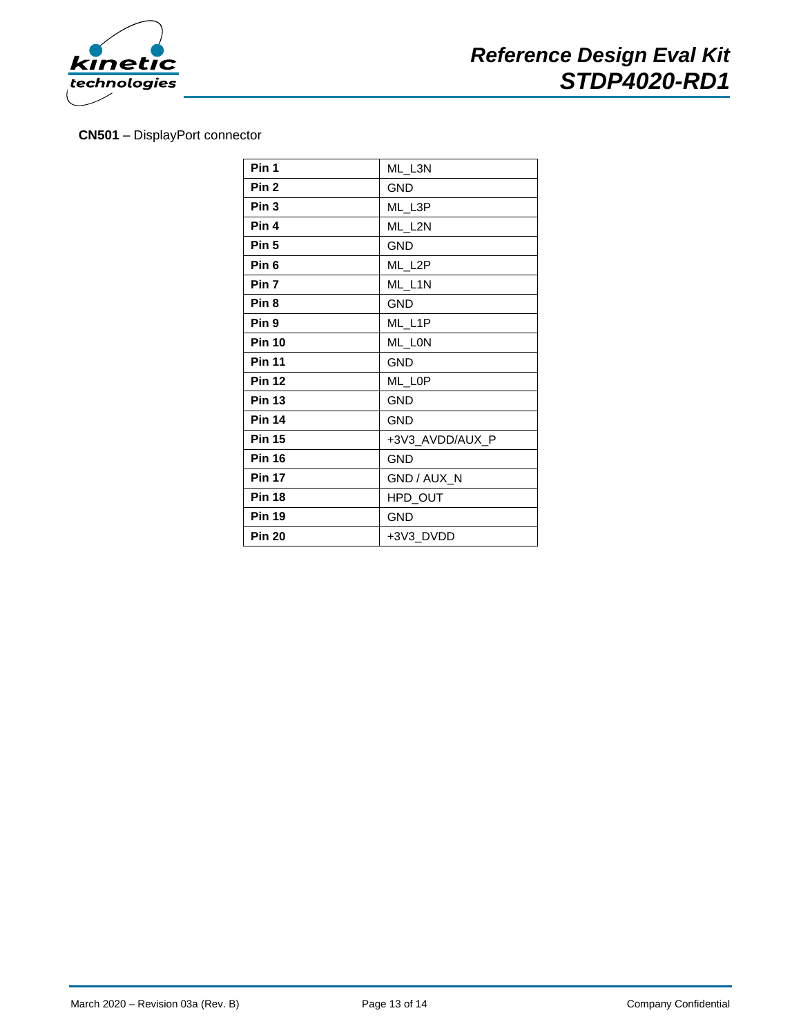**CN501** – DisplayPort connector

| | |
|---|---|
| **Pin 1** | ML_L3N |
| **Pin 2** | GND |
| **Pin 3** | ML_L3P |
| **Pin 4** | ML_L2N |
| **Pin 5** | GND |
| **Pin 6** | ML_L2P |
| **Pin 7** | ML_L1N |
| **Pin 8** | GND |
| **Pin 9** | ML_L1P |
| **Pin 10** | ML_L0N |
| **Pin 11** | GND |
| **Pin 12** | ML_L0P |
| **Pin 13** | GND |
| **Pin 14** | GND |
| **Pin 15** | +3V3_AVDD/AUX_P |
| **Pin 16** | GND |
| **Pin 17** | GND / AUX_N |
| **Pin 18** | HPD_OUT |
| **Pin 19** | GND |
| **Pin 20** | +3V3_DVDD |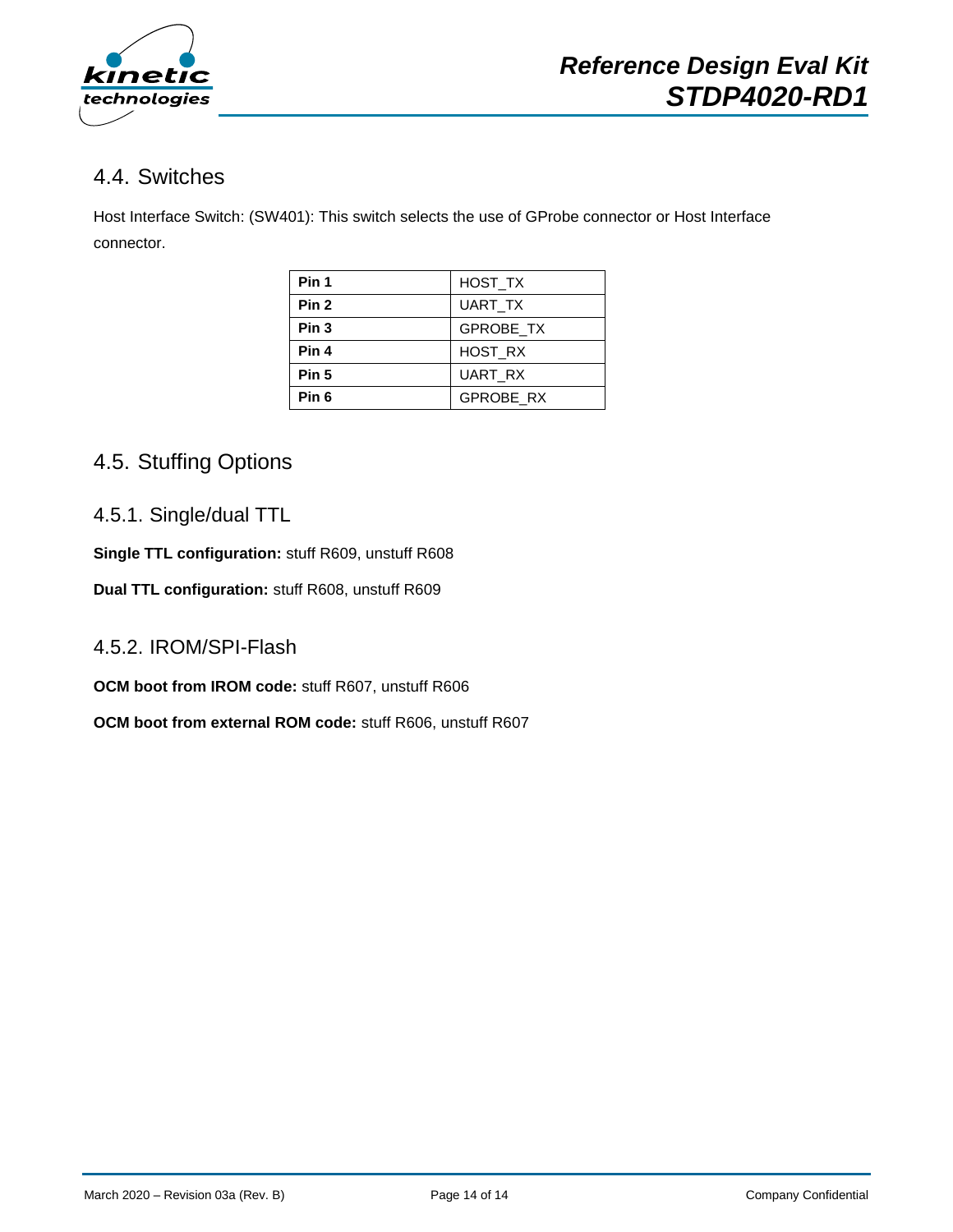## 4.4. Switches

Host Interface Switch: (SW401): This switch selects the use of GProbe connector or Host Interface connector.

| | |
|---|---|
| **Pin 1** | HOST_TX |
| **Pin 2** | UART_TX |
| **Pin 3** | GPROBE_TX |
| **Pin 4** | HOST_RX |
| **Pin 5** | UART_RX |
| **Pin 6** | GPROBE_RX |

## 4.5. Stuffing Options

### 4.5.1. Single/dual TTL

**Single TTL configuration:** stuff R609, unstuff R608

**Dual TTL configuration:** stuff R608, unstuff R609

### 4.5.2. IROM/SPI-Flash

**OCM boot from IROM code:** stuff R607, unstuff R606

**OCM boot from external ROM code:** stuff R606, unstuff R607